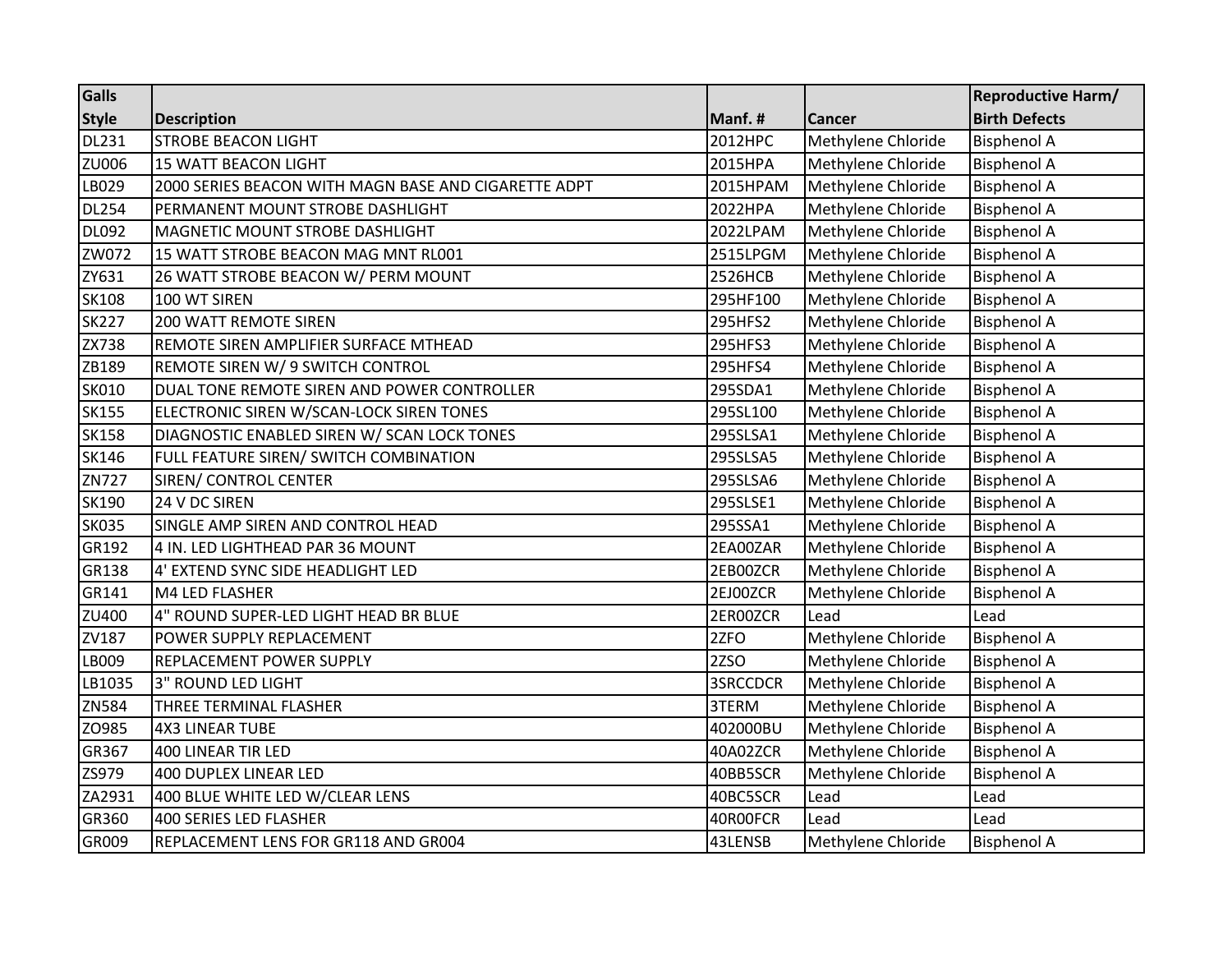| Galls Style | Description | Manf. # | Cancer | Reproductive Harm/ Birth Defects |
|---|---|---|---|---|
| DL231 | STROBE BEACON LIGHT | 2012HPC | Methylene Chloride | Bisphenol A |
| ZU006 | 15 WATT BEACON LIGHT | 2015HPA | Methylene Chloride | Bisphenol A |
| LB029 | 2000 SERIES BEACON WITH MAGN BASE AND CIGARETTE ADPT | 2015HPAM | Methylene Chloride | Bisphenol A |
| DL254 | PERMANENT MOUNT STROBE DASHLIGHT | 2022HPA | Methylene Chloride | Bisphenol A |
| DL092 | MAGNETIC MOUNT STROBE DASHLIGHT | 2022LPAM | Methylene Chloride | Bisphenol A |
| ZW072 | 15 WATT STROBE BEACON MAG MNT RL001 | 2515LPGM | Methylene Chloride | Bisphenol A |
| ZY631 | 26 WATT STROBE BEACON W/ PERM MOUNT | 2526HCB | Methylene Chloride | Bisphenol A |
| SK108 | 100 WT SIREN | 295HF100 | Methylene Chloride | Bisphenol A |
| SK227 | 200 WATT REMOTE SIREN | 295HFS2 | Methylene Chloride | Bisphenol A |
| ZX738 | REMOTE SIREN AMPLIFIER SURFACE MTHEAD | 295HFS3 | Methylene Chloride | Bisphenol A |
| ZB189 | REMOTE SIREN W/ 9 SWITCH CONTROL | 295HFS4 | Methylene Chloride | Bisphenol A |
| SK010 | DUAL TONE REMOTE SIREN AND POWER CONTROLLER | 295SDA1 | Methylene Chloride | Bisphenol A |
| SK155 | ELECTRONIC SIREN W/SCAN-LOCK SIREN TONES | 295SL100 | Methylene Chloride | Bisphenol A |
| SK158 | DIAGNOSTIC ENABLED SIREN W/ SCAN LOCK TONES | 295SLSA1 | Methylene Chloride | Bisphenol A |
| SK146 | FULL FEATURE SIREN/ SWITCH COMBINATION | 295SLSA5 | Methylene Chloride | Bisphenol A |
| ZN727 | SIREN/ CONTROL CENTER | 295SLSA6 | Methylene Chloride | Bisphenol A |
| SK190 | 24 V DC SIREN | 295SLSE1 | Methylene Chloride | Bisphenol A |
| SK035 | SINGLE AMP SIREN AND CONTROL HEAD | 295SSA1 | Methylene Chloride | Bisphenol A |
| GR192 | 4 IN. LED LIGHTHEAD PAR 36 MOUNT | 2EA00ZAR | Methylene Chloride | Bisphenol A |
| GR138 | 4' EXTEND SYNC SIDE HEADLIGHT LED | 2EB00ZCR | Methylene Chloride | Bisphenol A |
| GR141 | M4 LED FLASHER | 2EJ00ZCR | Methylene Chloride | Bisphenol A |
| ZU400 | 4" ROUND SUPER-LED LIGHT HEAD BR BLUE | 2ER00ZCR | Lead | Lead |
| ZV187 | POWER SUPPLY REPLACEMENT | 2ZFO | Methylene Chloride | Bisphenol A |
| LB009 | REPLACEMENT POWER SUPPLY | 2ZSO | Methylene Chloride | Bisphenol A |
| LB1035 | 3" ROUND LED LIGHT | 3SRCCDCR | Methylene Chloride | Bisphenol A |
| ZN584 | THREE TERMINAL FLASHER | 3TERM | Methylene Chloride | Bisphenol A |
| ZO985 | 4X3 LINEAR TUBE | 402000BU | Methylene Chloride | Bisphenol A |
| GR367 | 400 LINEAR TIR LED | 40A02ZCR | Methylene Chloride | Bisphenol A |
| ZS979 | 400 DUPLEX LINEAR LED | 40BB5SCR | Methylene Chloride | Bisphenol A |
| ZA2931 | 400 BLUE WHITE LED W/CLEAR LENS | 40BC5SCR | Lead | Lead |
| GR360 | 400 SERIES LED FLASHER | 40R00FCR | Lead | Lead |
| GR009 | REPLACEMENT LENS FOR GR118 AND GR004 | 43LENSB | Methylene Chloride | Bisphenol A |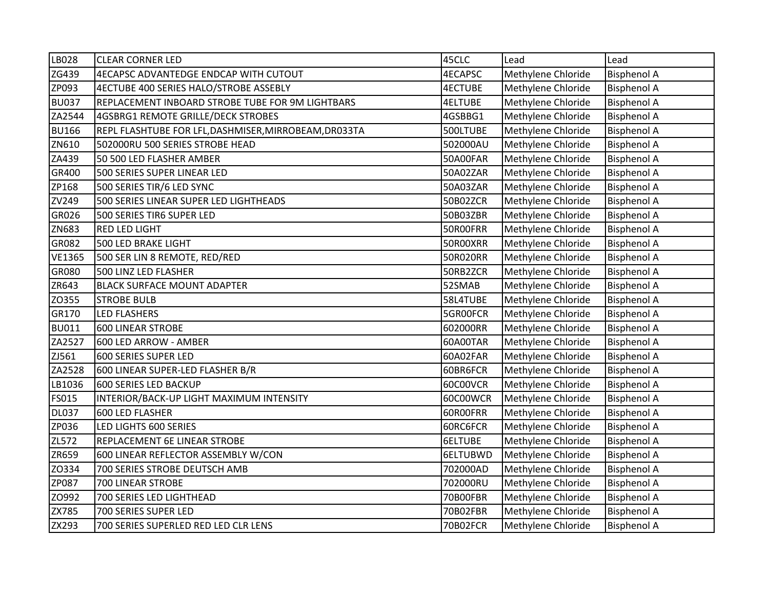| | | | | |
|---|---|---|---|---|
| LB028 | CLEAR CORNER LED | 45CLC | Lead | Lead |
| ZG439 | 4ECAPSC ADVANTEDGE ENDCAP WITH CUTOUT | 4ECAPSC | Methylene Chloride | Bisphenol A |
| ZP093 | 4ECTUBE 400 SERIES HALO/STROBE ASSEBLY | 4ECTUBE | Methylene Chloride | Bisphenol A |
| BU037 | REPLACEMENT INBOARD STROBE TUBE FOR 9M LIGHTBARS | 4ELTUBE | Methylene Chloride | Bisphenol A |
| ZA2544 | 4GSBRG1 REMOTE GRILLE/DECK STROBES | 4GSBBG1 | Methylene Chloride | Bisphenol A |
| BU166 | REPL FLASHTUBE FOR LFL,DASHMISER,MIRROBEAM,DR033TA | 500LTUBE | Methylene Chloride | Bisphenol A |
| ZN610 | 502000RU 500 SERIES STROBE HEAD | 502000AU | Methylene Chloride | Bisphenol A |
| ZA439 | 50 500 LED FLASHER AMBER | 50A00FAR | Methylene Chloride | Bisphenol A |
| GR400 | 500 SERIES SUPER LINEAR LED | 50A02ZAR | Methylene Chloride | Bisphenol A |
| ZP168 | 500 SERIES TIR/6 LED SYNC | 50A03ZAR | Methylene Chloride | Bisphenol A |
| ZV249 | 500 SERIES LINEAR SUPER LED LIGHTHEADS | 50B02ZCR | Methylene Chloride | Bisphenol A |
| GR026 | 500 SERIES TIR6 SUPER LED | 50B03ZBR | Methylene Chloride | Bisphenol A |
| ZN683 | RED LED LIGHT | 50R00FRR | Methylene Chloride | Bisphenol A |
| GR082 | 500 LED BRAKE LIGHT | 50R00XRR | Methylene Chloride | Bisphenol A |
| VE1365 | 500 SER LIN 8 REMOTE, RED/RED | 50R020RR | Methylene Chloride | Bisphenol A |
| GR080 | 500 LINZ LED FLASHER | 50RB2ZCR | Methylene Chloride | Bisphenol A |
| ZR643 | BLACK SURFACE MOUNT ADAPTER | 52SMAB | Methylene Chloride | Bisphenol A |
| ZO355 | STROBE BULB | 58L4TUBE | Methylene Chloride | Bisphenol A |
| GR170 | LED FLASHERS | 5GR00FCR | Methylene Chloride | Bisphenol A |
| BU011 | 600 LINEAR STROBE | 602000RR | Methylene Chloride | Bisphenol A |
| ZA2527 | 600 LED ARROW - AMBER | 60A00TAR | Methylene Chloride | Bisphenol A |
| ZJ561 | 600 SERIES SUPER LED | 60A02FAR | Methylene Chloride | Bisphenol A |
| ZA2528 | 600 LINEAR SUPER-LED FLASHER B/R | 60BR6FCR | Methylene Chloride | Bisphenol A |
| LB1036 | 600 SERIES LED BACKUP | 60C00VCR | Methylene Chloride | Bisphenol A |
| FS015 | INTERIOR/BACK-UP LIGHT MAXIMUM INTENSITY | 60C00WCR | Methylene Chloride | Bisphenol A |
| DL037 | 600 LED FLASHER | 60R00FRR | Methylene Chloride | Bisphenol A |
| ZP036 | LED LIGHTS 600 SERIES | 60RC6FCR | Methylene Chloride | Bisphenol A |
| ZL572 | REPLACEMENT 6E LINEAR STROBE | 6ELTUBE | Methylene Chloride | Bisphenol A |
| ZR659 | 600 LINEAR REFLECTOR ASSEMBLY W/CON | 6ELTUBWD | Methylene Chloride | Bisphenol A |
| ZO334 | 700 SERIES STROBE DEUTSCH AMB | 702000AD | Methylene Chloride | Bisphenol A |
| ZP087 | 700 LINEAR STROBE | 702000RU | Methylene Chloride | Bisphenol A |
| ZO992 | 700 SERIES LED LIGHTHEAD | 70B00FBR | Methylene Chloride | Bisphenol A |
| ZX785 | 700 SERIES SUPER LED | 70B02FBR | Methylene Chloride | Bisphenol A |
| ZX293 | 700 SERIES SUPERLED RED LED CLR LENS | 70B02FCR | Methylene Chloride | Bisphenol A |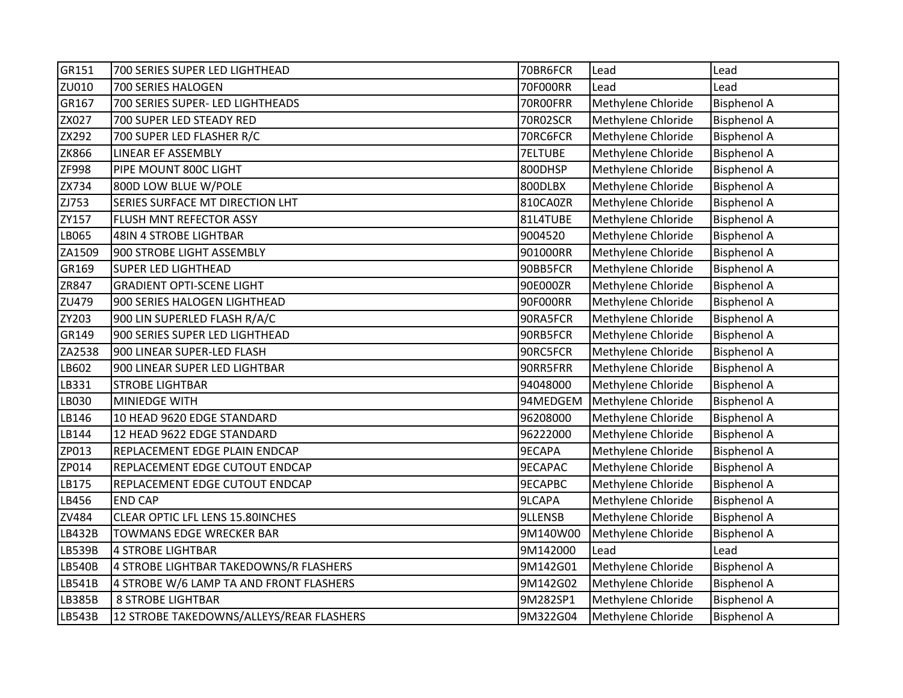| GR151 | 700 SERIES SUPER LED LIGHTHEAD | 70BR6FCR | Lead | Lead |
|---|---|---|---|---|
| ZU010 | 700 SERIES HALOGEN | 70F000RR | Lead | Lead |
| GR167 | 700 SERIES SUPER- LED LIGHTHEADS | 70R00FRR | Methylene Chloride | Bisphenol A |
| ZX027 | 700 SUPER LED STEADY RED | 70R02SCR | Methylene Chloride | Bisphenol A |
| ZX292 | 700 SUPER LED FLASHER R/C | 70RC6FCR | Methylene Chloride | Bisphenol A |
| ZK866 | LINEAR EF ASSEMBLY | 7ELTUBE | Methylene Chloride | Bisphenol A |
| ZF998 | PIPE MOUNT 800C LIGHT | 800DHSP | Methylene Chloride | Bisphenol A |
| ZX734 | 800D LOW BLUE W/POLE | 800DLBX | Methylene Chloride | Bisphenol A |
| ZJ753 | SERIES SURFACE MT DIRECTION LHT | 810CA0ZR | Methylene Chloride | Bisphenol A |
| ZY157 | FLUSH MNT REFECTOR ASSY | 81L4TUBE | Methylene Chloride | Bisphenol A |
| LB065 | 48IN 4 STROBE LIGHTBAR | 9004520 | Methylene Chloride | Bisphenol A |
| ZA1509 | 900 STROBE LIGHT ASSEMBLY | 901000RR | Methylene Chloride | Bisphenol A |
| GR169 | SUPER LED LIGHTHEAD | 90BB5FCR | Methylene Chloride | Bisphenol A |
| ZR847 | GRADIENT OPTI-SCENE LIGHT | 90E000ZR | Methylene Chloride | Bisphenol A |
| ZU479 | 900 SERIES HALOGEN LIGHTHEAD | 90F000RR | Methylene Chloride | Bisphenol A |
| ZY203 | 900 LIN SUPERLED FLASH R/A/C | 90RA5FCR | Methylene Chloride | Bisphenol A |
| GR149 | 900 SERIES SUPER LED LIGHTHEAD | 90RB5FCR | Methylene Chloride | Bisphenol A |
| ZA2538 | 900 LINEAR SUPER-LED FLASH | 90RC5FCR | Methylene Chloride | Bisphenol A |
| LB602 | 900 LINEAR SUPER LED LIGHTBAR | 90RR5FRR | Methylene Chloride | Bisphenol A |
| LB331 | STROBE LIGHTBAR | 94048000 | Methylene Chloride | Bisphenol A |
| LB030 | MINIEDGE WITH | 94MEDGEM | Methylene Chloride | Bisphenol A |
| LB146 | 10 HEAD 9620 EDGE STANDARD | 96208000 | Methylene Chloride | Bisphenol A |
| LB144 | 12 HEAD 9622 EDGE STANDARD | 96222000 | Methylene Chloride | Bisphenol A |
| ZP013 | REPLACEMENT EDGE PLAIN ENDCAP | 9ECAPA | Methylene Chloride | Bisphenol A |
| ZP014 | REPLACEMENT EDGE CUTOUT ENDCAP | 9ECAPAC | Methylene Chloride | Bisphenol A |
| LB175 | REPLACEMENT EDGE CUTOUT ENDCAP | 9ECAPBC | Methylene Chloride | Bisphenol A |
| LB456 | END CAP | 9LCAPA | Methylene Chloride | Bisphenol A |
| ZV484 | CLEAR OPTIC LFL LENS 15.80INCHES | 9LLENSB | Methylene Chloride | Bisphenol A |
| LB432B | TOWMANS EDGE WRECKER BAR | 9M140W00 | Methylene Chloride | Bisphenol A |
| LB539B | 4 STROBE LIGHTBAR | 9M142000 | Lead | Lead |
| LB540B | 4 STROBE LIGHTBAR TAKEDOWNS/R FLASHERS | 9M142G01 | Methylene Chloride | Bisphenol A |
| LB541B | 4 STROBE W/6 LAMP TA AND FRONT FLASHERS | 9M142G02 | Methylene Chloride | Bisphenol A |
| LB385B | 8 STROBE LIGHTBAR | 9M282SP1 | Methylene Chloride | Bisphenol A |
| LB543B | 12 STROBE TAKEDOWNS/ALLEYS/REAR FLASHERS | 9M322G04 | Methylene Chloride | Bisphenol A |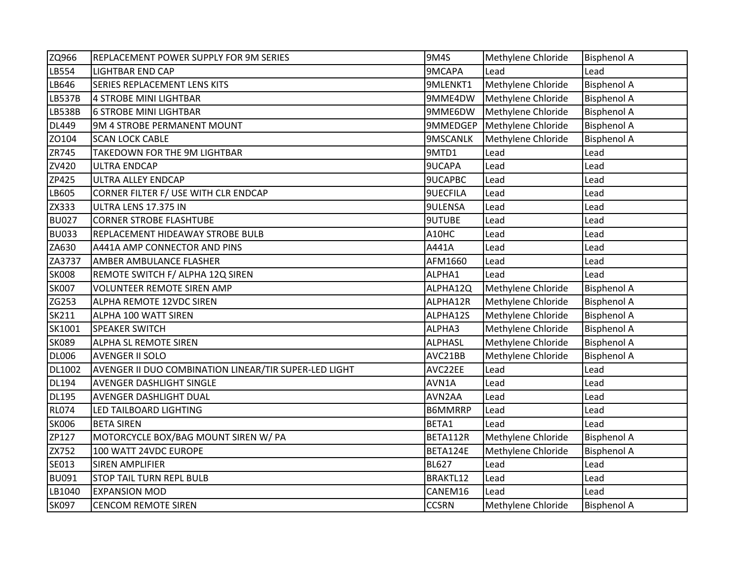| ZQ966 | REPLACEMENT POWER SUPPLY FOR 9M SERIES | 9M4S | Methylene Chloride | Bisphenol A |
|---|---|---|---|---|
| LB554 | LIGHTBAR END CAP | 9MCAPA | Lead | Lead |
| LB646 | SERIES REPLACEMENT LENS KITS | 9MLENKT1 | Methylene Chloride | Bisphenol A |
| LB537B | 4 STROBE MINI LIGHTBAR | 9MME4DW | Methylene Chloride | Bisphenol A |
| LB538B | 6 STROBE MINI LIGHTBAR | 9MME6DW | Methylene Chloride | Bisphenol A |
| DL449 | 9M 4 STROBE PERMANENT MOUNT | 9MMEDGEP | Methylene Chloride | Bisphenol A |
| ZO104 | SCAN LOCK CABLE | 9MSCANLK | Methylene Chloride | Bisphenol A |
| ZR745 | TAKEDOWN FOR THE 9M LIGHTBAR | 9MTD1 | Lead | Lead |
| ZV420 | ULTRA ENDCAP | 9UCAPA | Lead | Lead |
| ZP425 | ULTRA ALLEY ENDCAP | 9UCAPBC | Lead | Lead |
| LB605 | CORNER FILTER F/ USE WITH CLR ENDCAP | 9UECFILA | Lead | Lead |
| ZX333 | ULTRA LENS 17.375 IN | 9ULENSA | Lead | Lead |
| BU027 | CORNER STROBE FLASHTUBE | 9UTUBE | Lead | Lead |
| BU033 | REPLACEMENT HIDEAWAY STROBE BULB | A10HC | Lead | Lead |
| ZA630 | A441A AMP CONNECTOR AND PINS | A441A | Lead | Lead |
| ZA3737 | AMBER AMBULANCE FLASHER | AFM1660 | Lead | Lead |
| SK008 | REMOTE SWITCH F/ ALPHA 12Q SIREN | ALPHA1 | Lead | Lead |
| SK007 | VOLUNTEER REMOTE SIREN AMP | ALPHA12Q | Methylene Chloride | Bisphenol A |
| ZG253 | ALPHA REMOTE 12VDC SIREN | ALPHA12R | Methylene Chloride | Bisphenol A |
| SK211 | ALPHA 100 WATT SIREN | ALPHA12S | Methylene Chloride | Bisphenol A |
| SK1001 | SPEAKER SWITCH | ALPHA3 | Methylene Chloride | Bisphenol A |
| SK089 | ALPHA SL REMOTE SIREN | ALPHASL | Methylene Chloride | Bisphenol A |
| DL006 | AVENGER II SOLO | AVC21BB | Methylene Chloride | Bisphenol A |
| DL1002 | AVENGER II DUO COMBINATION LINEAR/TIR SUPER-LED LIGHT | AVC22EE | Lead | Lead |
| DL194 | AVENGER DASHLIGHT SINGLE | AVN1A | Lead | Lead |
| DL195 | AVENGER DASHLIGHT DUAL | AVN2AA | Lead | Lead |
| RL074 | LED TAILBOARD LIGHTING | B6MMRRP | Lead | Lead |
| SK006 | BETA SIREN | BETA1 | Lead | Lead |
| ZP127 | MOTORCYCLE BOX/BAG MOUNT SIREN W/ PA | BETA112R | Methylene Chloride | Bisphenol A |
| ZX752 | 100 WATT 24VDC EUROPE | BETA124E | Methylene Chloride | Bisphenol A |
| SE013 | SIREN AMPLIFIER | BL627 | Lead | Lead |
| BU091 | STOP TAIL TURN REPL BULB | BRAKTL12 | Lead | Lead |
| LB1040 | EXPANSION MOD | CANEM16 | Lead | Lead |
| SK097 | CENCOM REMOTE SIREN | CCSRN | Methylene Chloride | Bisphenol A |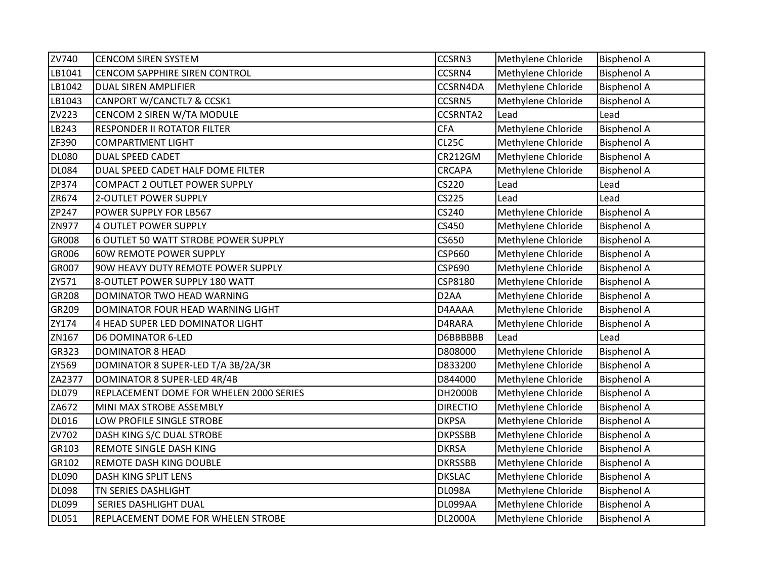| ZV740 | CENCOM SIREN SYSTEM | CCSRN3 | Methylene Chloride | Bisphenol A |
|---|---|---|---|---|
| LB1041 | CENCOM SAPPHIRE SIREN CONTROL | CCSRN4 | Methylene Chloride | Bisphenol A |
| LB1042 | DUAL SIREN AMPLIFIER | CCSRN4DA | Methylene Chloride | Bisphenol A |
| LB1043 | CANPORT W/CANCTL7 & CCSK1 | CCSRN5 | Methylene Chloride | Bisphenol A |
| ZV223 | CENCOM 2 SIREN W/TA MODULE | CCSRNTA2 | Lead | Lead |
| LB243 | RESPONDER II ROTATOR FILTER | CFA | Methylene Chloride | Bisphenol A |
| ZF390 | COMPARTMENT LIGHT | CL25C | Methylene Chloride | Bisphenol A |
| DL080 | DUAL SPEED CADET | CR212GM | Methylene Chloride | Bisphenol A |
| DL084 | DUAL SPEED CADET HALF DOME FILTER | CRCAPA | Methylene Chloride | Bisphenol A |
| ZP374 | COMPACT 2 OUTLET POWER SUPPLY | CS220 | Lead | Lead |
| ZR674 | 2-OUTLET POWER SUPPLY | CS225 | Lead | Lead |
| ZP247 | POWER SUPPLY FOR LB567 | CS240 | Methylene Chloride | Bisphenol A |
| ZN977 | 4 OUTLET POWER SUPPLY | CS450 | Methylene Chloride | Bisphenol A |
| GR008 | 6 OUTLET 50 WATT STROBE POWER SUPPLY | CS650 | Methylene Chloride | Bisphenol A |
| GR006 | 60W REMOTE POWER SUPPLY | CSP660 | Methylene Chloride | Bisphenol A |
| GR007 | 90W HEAVY DUTY REMOTE POWER SUPPLY | CSP690 | Methylene Chloride | Bisphenol A |
| ZY571 | 8-OUTLET POWER SUPPLY 180 WATT | CSP8180 | Methylene Chloride | Bisphenol A |
| GR208 | DOMINATOR TWO HEAD WARNING | D2AA | Methylene Chloride | Bisphenol A |
| GR209 | DOMINATOR FOUR HEAD WARNING LIGHT | D4AAAA | Methylene Chloride | Bisphenol A |
| ZY174 | 4 HEAD SUPER LED DOMINATOR LIGHT | D4RARA | Methylene Chloride | Bisphenol A |
| ZN167 | D6 DOMINATOR 6-LED | D6BBBBBB | Lead | Lead |
| GR323 | DOMINATOR 8 HEAD | D808000 | Methylene Chloride | Bisphenol A |
| ZY569 | DOMINATOR 8 SUPER-LED T/A 3B/2A/3R | D833200 | Methylene Chloride | Bisphenol A |
| ZA2377 | DOMINATOR 8 SUPER-LED 4R/4B | D844000 | Methylene Chloride | Bisphenol A |
| DL079 | REPLACEMENT DOME FOR WHELEN 2000 SERIES | DH2000B | Methylene Chloride | Bisphenol A |
| ZA672 | MINI MAX STROBE ASSEMBLY | DIRECTIO | Methylene Chloride | Bisphenol A |
| DL016 | LOW PROFILE SINGLE STROBE | DKPSA | Methylene Chloride | Bisphenol A |
| ZV702 | DASH KING S/C DUAL STROBE | DKPSSBB | Methylene Chloride | Bisphenol A |
| GR103 | REMOTE SINGLE DASH KING | DKRSA | Methylene Chloride | Bisphenol A |
| GR102 | REMOTE DASH KING DOUBLE | DKRSSBB | Methylene Chloride | Bisphenol A |
| DL090 | DASH KING SPLIT LENS | DKSLAC | Methylene Chloride | Bisphenol A |
| DL098 | TN SERIES DASHLIGHT | DL098A | Methylene Chloride | Bisphenol A |
| DL099 | SERIES DASHLIGHT DUAL | DL099AA | Methylene Chloride | Bisphenol A |
| DL051 | REPLACEMENT DOME FOR WHELEN STROBE | DL2000A | Methylene Chloride | Bisphenol A |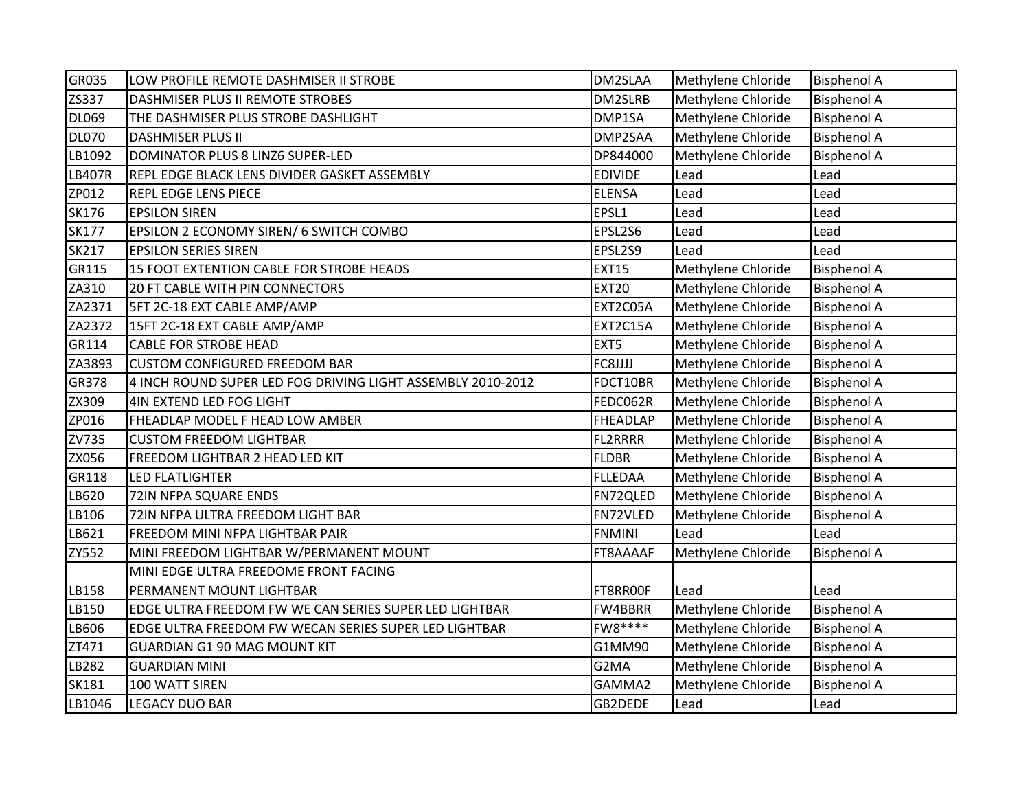| | | | | |
|---|---|---|---|---|
| GR035 | LOW PROFILE REMOTE DASHMISER II STROBE | DM2SLAA | Methylene Chloride | Bisphenol A |
| ZS337 | DASHMISER PLUS II REMOTE STROBES | DM2SLRB | Methylene Chloride | Bisphenol A |
| DL069 | THE DASHMISER PLUS STROBE DASHLIGHT | DMP1SA | Methylene Chloride | Bisphenol A |
| DL070 | DASHMISER PLUS II | DMP2SAA | Methylene Chloride | Bisphenol A |
| LB1092 | DOMINATOR PLUS 8 LINZ6 SUPER-LED | DP844000 | Methylene Chloride | Bisphenol A |
| LB407R | REPL EDGE BLACK LENS DIVIDER GASKET ASSEMBLY | EDIVIDE | Lead | Lead |
| ZP012 | REPL EDGE LENS PIECE | ELENSA | Lead | Lead |
| SK176 | EPSILON SIREN | EPSL1 | Lead | Lead |
| SK177 | EPSILON 2 ECONOMY SIREN/ 6 SWITCH COMBO | EPSL2S6 | Lead | Lead |
| SK217 | EPSILON SERIES SIREN | EPSL2S9 | Lead | Lead |
| GR115 | 15 FOOT EXTENTION CABLE FOR STROBE HEADS | EXT15 | Methylene Chloride | Bisphenol A |
| ZA310 | 20 FT CABLE WITH PIN CONNECTORS | EXT20 | Methylene Chloride | Bisphenol A |
| ZA2371 | 5FT 2C-18 EXT CABLE AMP/AMP | EXT2C05A | Methylene Chloride | Bisphenol A |
| ZA2372 | 15FT 2C-18 EXT CABLE AMP/AMP | EXT2C15A | Methylene Chloride | Bisphenol A |
| GR114 | CABLE FOR STROBE HEAD | EXT5 | Methylene Chloride | Bisphenol A |
| ZA3893 | CUSTOM CONFIGURED FREEDOM BAR | FC8JJJJ | Methylene Chloride | Bisphenol A |
| GR378 | 4 INCH ROUND SUPER LED FOG DRIVING LIGHT ASSEMBLY 2010-2012 | FDCT10BR | Methylene Chloride | Bisphenol A |
| ZX309 | 4IN EXTEND LED FOG LIGHT | FEDC062R | Methylene Chloride | Bisphenol A |
| ZP016 | FHEADLAP MODEL F HEAD LOW AMBER | FHEADLAP | Methylene Chloride | Bisphenol A |
| ZV735 | CUSTOM FREEDOM LIGHTBAR | FL2RRRR | Methylene Chloride | Bisphenol A |
| ZX056 | FREEDOM LIGHTBAR 2 HEAD LED KIT | FLDBR | Methylene Chloride | Bisphenol A |
| GR118 | LED FLATLIGHTER | FLLEDAA | Methylene Chloride | Bisphenol A |
| LB620 | 72IN NFPA SQUARE ENDS | FN72QLED | Methylene Chloride | Bisphenol A |
| LB106 | 72IN NFPA ULTRA FREEDOM LIGHT BAR | FN72VLED | Methylene Chloride | Bisphenol A |
| LB621 | FREEDOM MINI NFPA LIGHTBAR PAIR | FNMINI | Lead | Lead |
| ZY552 | MINI FREEDOM LIGHTBAR W/PERMANENT MOUNT | FT8AAAAF | Methylene Chloride | Bisphenol A |
| LB158 | MINI EDGE ULTRA FREEDOME FRONT FACING PERMANENT MOUNT LIGHTBAR | FT8RR00F | Lead | Lead |
| LB150 | EDGE ULTRA FREEDOM FW WE CAN SERIES SUPER LED LIGHTBAR | FW4BBRR | Methylene Chloride | Bisphenol A |
| LB606 | EDGE ULTRA FREEDOM FW WECAN SERIES SUPER LED LIGHTBAR | FW8**** | Methylene Chloride | Bisphenol A |
| ZT471 | GUARDIAN G1 90 MAG MOUNT KIT | G1MM90 | Methylene Chloride | Bisphenol A |
| LB282 | GUARDIAN MINI | G2MA | Methylene Chloride | Bisphenol A |
| SK181 | 100 WATT SIREN | GAMMA2 | Methylene Chloride | Bisphenol A |
| LB1046 | LEGACY DUO BAR | GB2DEDE | Lead | Lead |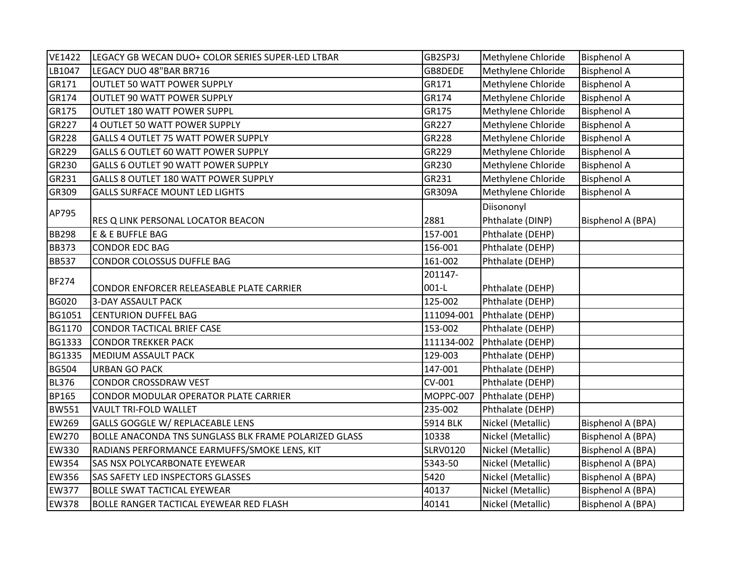| | | | | |
|---|---|---|---|---|
| VE1422 | LEGACY GB WECAN DUO+ COLOR SERIES SUPER-LED LTBAR | GB2SP3J | Methylene Chloride | Bisphenol A |
| LB1047 | LEGACY DUO 48"BAR BR716 | GB8DEDE | Methylene Chloride | Bisphenol A |
| GR171 | OUTLET 50 WATT POWER SUPPLY | GR171 | Methylene Chloride | Bisphenol A |
| GR174 | OUTLET 90 WATT POWER SUPPLY | GR174 | Methylene Chloride | Bisphenol A |
| GR175 | OUTLET 180 WATT POWER SUPPL | GR175 | Methylene Chloride | Bisphenol A |
| GR227 | 4 OUTLET 50 WATT POWER SUPPLY | GR227 | Methylene Chloride | Bisphenol A |
| GR228 | GALLS 4 OUTLET 75 WATT POWER SUPPLY | GR228 | Methylene Chloride | Bisphenol A |
| GR229 | GALLS 6 OUTLET 60 WATT POWER SUPPLY | GR229 | Methylene Chloride | Bisphenol A |
| GR230 | GALLS 6 OUTLET 90 WATT POWER SUPPLY | GR230 | Methylene Chloride | Bisphenol A |
| GR231 | GALLS 8 OUTLET 180 WATT POWER SUPPLY | GR231 | Methylene Chloride | Bisphenol A |
| GR309 | GALLS SURFACE MOUNT LED LIGHTS | GR309A | Methylene Chloride | Bisphenol A |
| AP795 | RES Q LINK PERSONAL LOCATOR BEACON | 2881 | Diisononyl Phthalate (DINP) | Bisphenol A (BPA) |
| BB298 | E & E BUFFLE BAG | 157-001 | Phthalate (DEHP) | |
| BB373 | CONDOR EDC BAG | 156-001 | Phthalate (DEHP) | |
| BB537 | CONDOR COLOSSUS DUFFLE BAG | 161-002 | Phthalate (DEHP) | |
| BF274 | CONDOR ENFORCER RELEASEABLE PLATE CARRIER | 201147-001-L | Phthalate (DEHP) | |
| BG020 | 3-DAY ASSAULT PACK | 125-002 | Phthalate (DEHP) | |
| BG1051 | CENTURION DUFFEL BAG | 111094-001 | Phthalate (DEHP) | |
| BG1170 | CONDOR TACTICAL BRIEF CASE | 153-002 | Phthalate (DEHP) | |
| BG1333 | CONDOR TREKKER PACK | 111134-002 | Phthalate (DEHP) | |
| BG1335 | MEDIUM ASSAULT PACK | 129-003 | Phthalate (DEHP) | |
| BG504 | URBAN GO PACK | 147-001 | Phthalate (DEHP) | |
| BL376 | CONDOR CROSSDRAW VEST | CV-001 | Phthalate (DEHP) | |
| BP165 | CONDOR MODULAR OPERATOR PLATE CARRIER | MOPPC-007 | Phthalate (DEHP) | |
| BW551 | VAULT TRI-FOLD WALLET | 235-002 | Phthalate (DEHP) | |
| EW269 | GALLS GOGGLE W/ REPLACEABLE LENS | 5914 BLK | Nickel (Metallic) | Bisphenol A (BPA) |
| EW270 | BOLLE ANACONDA TNS SUNGLASS BLK FRAME POLARIZED GLASS | 10338 | Nickel (Metallic) | Bisphenol A (BPA) |
| EW330 | RADIANS PERFORMANCE EARMUFFS/SMOKE LENS, KIT | SLRV0120 | Nickel (Metallic) | Bisphenol A (BPA) |
| EW354 | SAS NSX POLYCARBONATE EYEWEAR | 5343-50 | Nickel (Metallic) | Bisphenol A (BPA) |
| EW356 | SAS SAFETY LED INSPECTORS GLASSES | 5420 | Nickel (Metallic) | Bisphenol A (BPA) |
| EW377 | BOLLE SWAT TACTICAL EYEWEAR | 40137 | Nickel (Metallic) | Bisphenol A (BPA) |
| EW378 | BOLLE RANGER TACTICAL EYEWEAR RED FLASH | 40141 | Nickel (Metallic) | Bisphenol A (BPA) |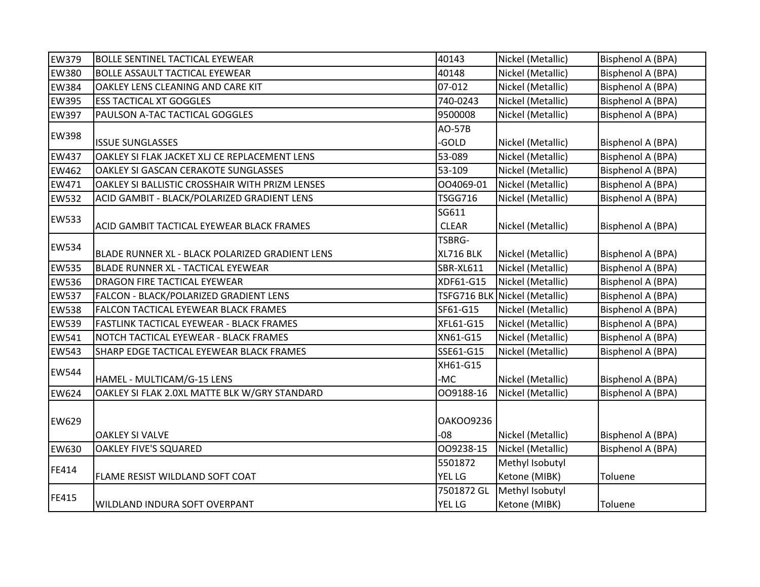| | | | | |
|---|---|---|---|---|
| EW379 | BOLLE SENTINEL TACTICAL EYEWEAR | 40143 | Nickel (Metallic) | Bisphenol A (BPA) |
| EW380 | BOLLE ASSAULT TACTICAL EYEWEAR | 40148 | Nickel (Metallic) | Bisphenol A (BPA) |
| EW384 | OAKLEY LENS CLEANING AND CARE KIT | 07-012 | Nickel (Metallic) | Bisphenol A (BPA) |
| EW395 | ESS TACTICAL XT GOGGLES | 740-0243 | Nickel (Metallic) | Bisphenol A (BPA) |
| EW397 | PAULSON A-TAC TACTICAL GOGGLES | 9500008 | Nickel (Metallic) | Bisphenol A (BPA) |
| EW398 | ISSUE SUNGLASSES | AO-57B -GOLD | Nickel (Metallic) | Bisphenol A (BPA) |
| EW437 | OAKLEY SI FLAK JACKET XLJ CE REPLACEMENT LENS | 53-089 | Nickel (Metallic) | Bisphenol A (BPA) |
| EW462 | OAKLEY SI GASCAN CERAKOTE SUNGLASSES | 53-109 | Nickel (Metallic) | Bisphenol A (BPA) |
| EW471 | OAKLEY SI BALLISTIC CROSSHAIR WITH PRIZM LENSES | OO4069-01 | Nickel (Metallic) | Bisphenol A (BPA) |
| EW532 | ACID GAMBIT - BLACK/POLARIZED GRADIENT LENS | TSGG716 | Nickel (Metallic) | Bisphenol A (BPA) |
| EW533 | ACID GAMBIT TACTICAL EYEWEAR BLACK FRAMES | SG611 CLEAR | Nickel (Metallic) | Bisphenol A (BPA) |
| EW534 | BLADE RUNNER XL - BLACK POLARIZED GRADIENT LENS | TSBRG-XL716 BLK | Nickel (Metallic) | Bisphenol A (BPA) |
| EW535 | BLADE RUNNER XL - TACTICAL EYEWEAR | SBR-XL611 | Nickel (Metallic) | Bisphenol A (BPA) |
| EW536 | DRAGON FIRE TACTICAL EYEWEAR | XDF61-G15 | Nickel (Metallic) | Bisphenol A (BPA) |
| EW537 | FALCON - BLACK/POLARIZED GRADIENT LENS | TSFG716 BLK | Nickel (Metallic) | Bisphenol A (BPA) |
| EW538 | FALCON TACTICAL EYEWEAR BLACK FRAMES | SF61-G15 | Nickel (Metallic) | Bisphenol A (BPA) |
| EW539 | FASTLINK TACTICAL EYEWEAR - BLACK FRAMES | XFL61-G15 | Nickel (Metallic) | Bisphenol A (BPA) |
| EW541 | NOTCH TACTICAL EYEWEAR - BLACK FRAMES | XN61-G15 | Nickel (Metallic) | Bisphenol A (BPA) |
| EW543 | SHARP EDGE TACTICAL EYEWEAR BLACK FRAMES | SSE61-G15 | Nickel (Metallic) | Bisphenol A (BPA) |
| EW544 | HAMEL - MULTICAM/G-15 LENS | XH61-G15 -MC | Nickel (Metallic) | Bisphenol A (BPA) |
| EW624 | OAKLEY SI FLAK 2.0XL MATTE BLK W/GRY STANDARD | OO9188-16 | Nickel (Metallic) | Bisphenol A (BPA) |
| EW629 | OAKLEY SI VALVE | OAKOO9236 -08 | Nickel (Metallic) | Bisphenol A (BPA) |
| EW630 | OAKLEY FIVE'S SQUARED | OO9238-15 | Nickel (Metallic) | Bisphenol A (BPA) |
| FE414 | FLAME RESIST WILDLAND SOFT COAT | 5501872 YEL LG | Methyl Isobutyl Ketone (MIBK) | Toluene |
| FE415 | WILDLAND INDURA SOFT OVERPANT | 7501872 GL YEL LG | Methyl Isobutyl Ketone (MIBK) | Toluene |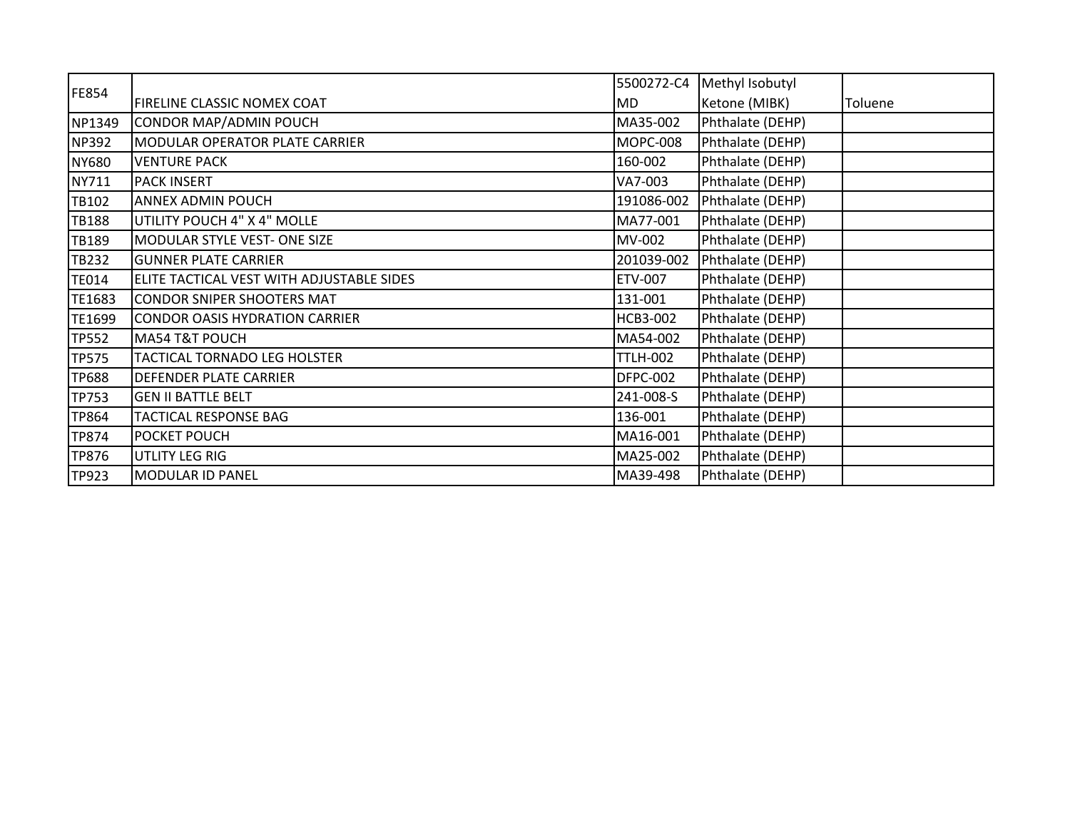| | | | | |
|---|---|---|---|---|
| FE854 | FIRELINE CLASSIC NOMEX COAT | 5500272-C4 MD | Methyl Isobutyl Ketone (MIBK) | Toluene |
| NP1349 | CONDOR MAP/ADMIN POUCH | MA35-002 | Phthalate (DEHP) | |
| NP392 | MODULAR OPERATOR PLATE CARRIER | MOPC-008 | Phthalate (DEHP) | |
| NY680 | VENTURE PACK | 160-002 | Phthalate (DEHP) | |
| NY711 | PACK INSERT | VA7-003 | Phthalate (DEHP) | |
| TB102 | ANNEX ADMIN POUCH | 191086-002 | Phthalate (DEHP) | |
| TB188 | UTILITY POUCH 4" X 4" MOLLE | MA77-001 | Phthalate (DEHP) | |
| TB189 | MODULAR STYLE VEST- ONE SIZE | MV-002 | Phthalate (DEHP) | |
| TB232 | GUNNER PLATE CARRIER | 201039-002 | Phthalate (DEHP) | |
| TE014 | ELITE TACTICAL VEST WITH ADJUSTABLE SIDES | ETV-007 | Phthalate (DEHP) | |
| TE1683 | CONDOR SNIPER SHOOTERS MAT | 131-001 | Phthalate (DEHP) | |
| TE1699 | CONDOR OASIS HYDRATION CARRIER | HCB3-002 | Phthalate (DEHP) | |
| TP552 | MA54 T&T POUCH | MA54-002 | Phthalate (DEHP) | |
| TP575 | TACTICAL TORNADO LEG HOLSTER | TTLH-002 | Phthalate (DEHP) | |
| TP688 | DEFENDER PLATE CARRIER | DFPC-002 | Phthalate (DEHP) | |
| TP753 | GEN II BATTLE BELT | 241-008-S | Phthalate (DEHP) | |
| TP864 | TACTICAL RESPONSE BAG | 136-001 | Phthalate (DEHP) | |
| TP874 | POCKET POUCH | MA16-001 | Phthalate (DEHP) | |
| TP876 | UTLITY LEG RIG | MA25-002 | Phthalate (DEHP) | |
| TP923 | MODULAR ID PANEL | MA39-498 | Phthalate (DEHP) | |